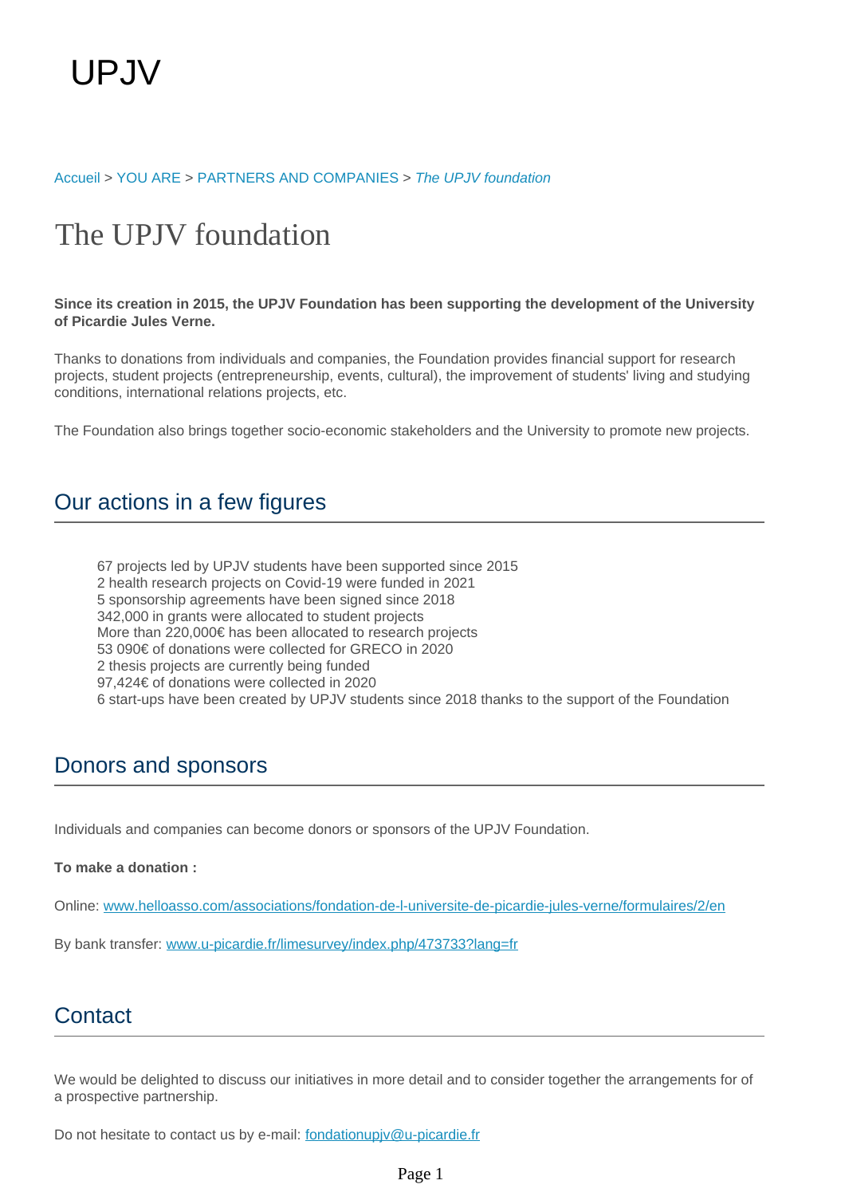UPJV

Accueil > YOU ARE > PARTNERS AND COMPANIES > *The UPJV foundation*

# The UPJV foundation

**Since its creation in 2015, the UPJV Foundation has been supporting the development of the University of Picardie Jules Verne.**

Thanks to donations from individuals and companies, the Foundation provides financial support for research projects, student projects (entrepreneurship, events, cultural), the improvement of students' living and studying conditions, international relations projects, etc.

The Foundation also brings together socio-economic stakeholders and the University to promote new projects.

## Our actions in a few figures

- 67 projects led by UPJV students have been supported since 2015
- 2 health research projects on Covid-19 were funded in 2021
- 5 sponsorship agreements have been signed since 2018
- 342,000 in grants were allocated to student projects
- More than 220,000€ has been allocated to research projects
- 53 090€ of donations were collected for GRECO in 2020
- 2 thesis projects are currently being funded
- 97,424€ of donations were collected in 2020
- 6 start-ups have been created by UPJV students since 2018 thanks to the support of the Foundation

## Donors and sponsors

Individuals and companies can become donors or sponsors of the UPJV Foundation.

**To make a donation :**

Online: [www.helloasso.com/associations/fondation-de-l-universite-de-picardie-jules-verne/formulaires/2/en](www.helloasso.com/associations/fondation-de-l-universite-de-picardie-jules-verne/formulaires/2/en)

By bank transfer: [www.u-picardie.fr/limesurvey/index.php/473733?lang=fr](www.u-picardie.fr/limesurvey/index.php/473733?lang=fr)

## Contact

We would be delighted to discuss our initiatives in more detail and to consider together the arrangements for of a prospective partnership.

Do not hesitate to contact us by e-mail: [fondationupjv@u-picardie.fr](mailto:fondationupjv@u-picardie.fr)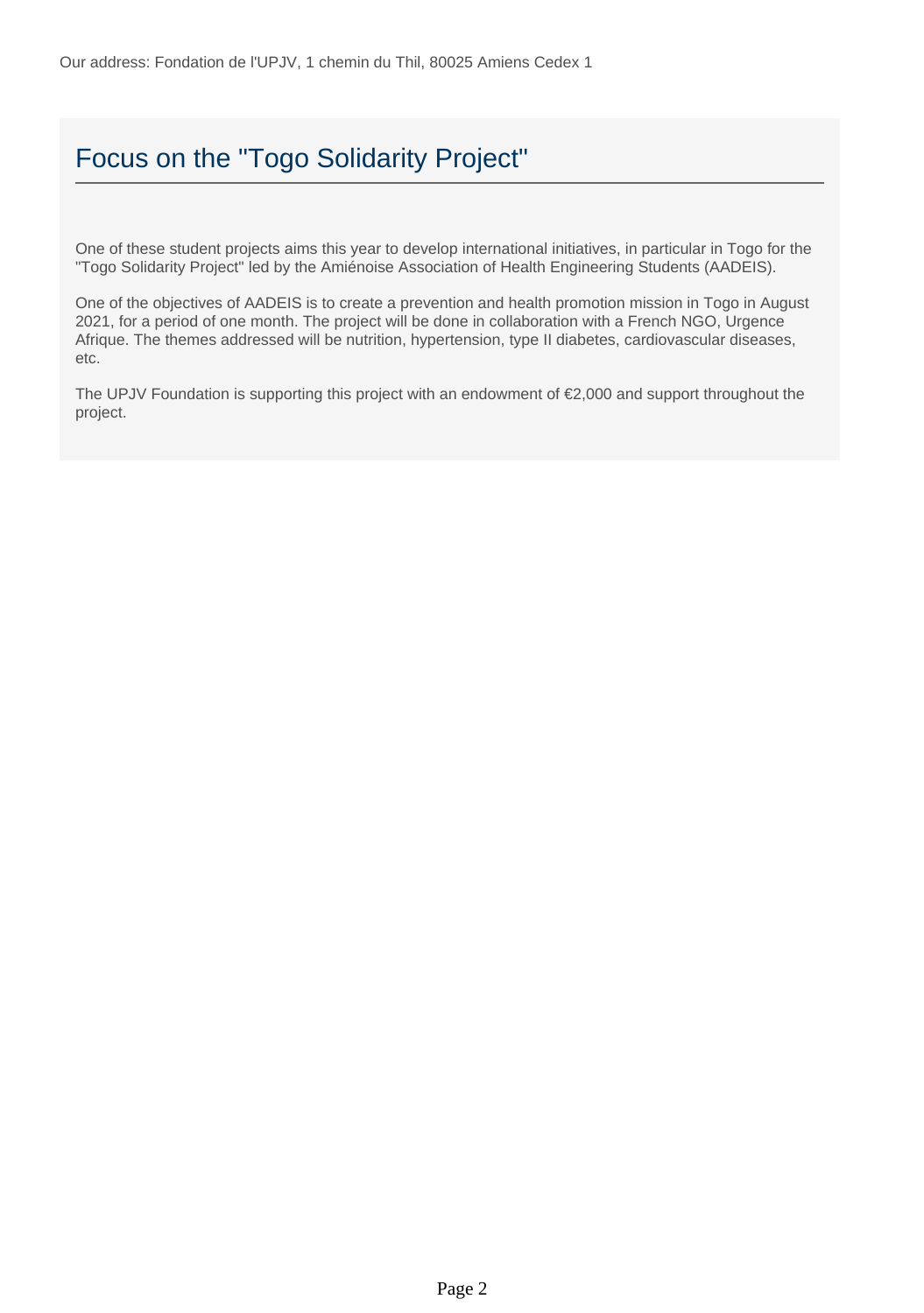Our address: Fondation de l'UPJV, 1 chemin du Thil, 80025 Amiens Cedex 1

## Focus on the "Togo Solidarity Project"

One of these student projects aims this year to develop international initiatives, in particular in Togo for the "Togo Solidarity Project" led by the Amiénoise Association of Health Engineering Students (AADEIS).

One of the objectives of AADEIS is to create a prevention and health promotion mission in Togo in August 2021, for a period of one month. The project will be done in collaboration with a French NGO, Urgence Afrique. The themes addressed will be nutrition, hypertension, type II diabetes, cardiovascular diseases, etc.

The UPJV Foundation is supporting this project with an endowment of €2,000 and support throughout the project.